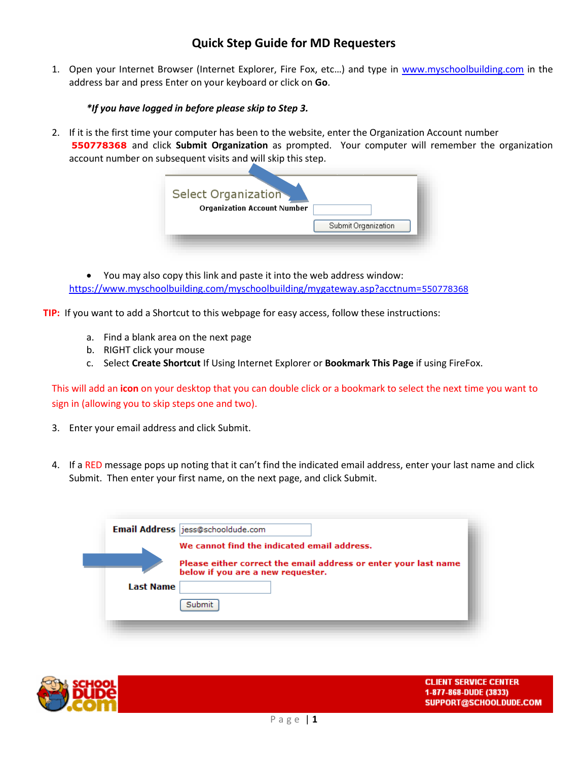# Quick Step Guide for MD Requesters

1. Open your Internet Browser (Internet Explorer, Fire Fox, etc…) and type in www.myschoolbuilding.com in the address bar and press Enter on your keyboard or click on **Go**.

   ***If you have logged in before please skip to Step 3.***

2. If it is the first time your computer has been to the website, enter the Organization Account number **550778368** and click **Submit Organization** as prompted. Your computer will remember the organization account number on subsequent visits and will skip this step.

   Select Organization
   Organization Account Number
   Submit Organization

   - You may also copy this link and paste it into the web address window:
   https://www.myschoolbuilding.com/myschoolbuilding/mygateway.asp?acctnum=550778368

**TIP:** If you want to add a Shortcut to this webpage for easy access, follow these instructions:

   a. Find a blank area on the next page
   b. RIGHT click your mouse
   c. Select **Create Shortcut** If Using Internet Explorer or **Bookmark This Page** if using FireFox.

This will add an **icon** on your desktop that you can double click or a bookmark to select the next time you want to sign in (allowing you to skip steps one and two).

3. Enter your email address and click Submit.

4. If a RED message pops up noting that it can't find the indicated email address, enter your last name and click Submit. Then enter your first name, on the next page, and click Submit.

   **Email Address** jess@schooldude.com
   **We cannot find the indicated email address.**
   **Please either correct the email address or enter your last name below if you are a new requester.**
   **Last Name**
   Submit

CLIENT SERVICE CENTER
1-877-868-DUDE (3833)
SUPPORT@SCHOOLDUDE.COM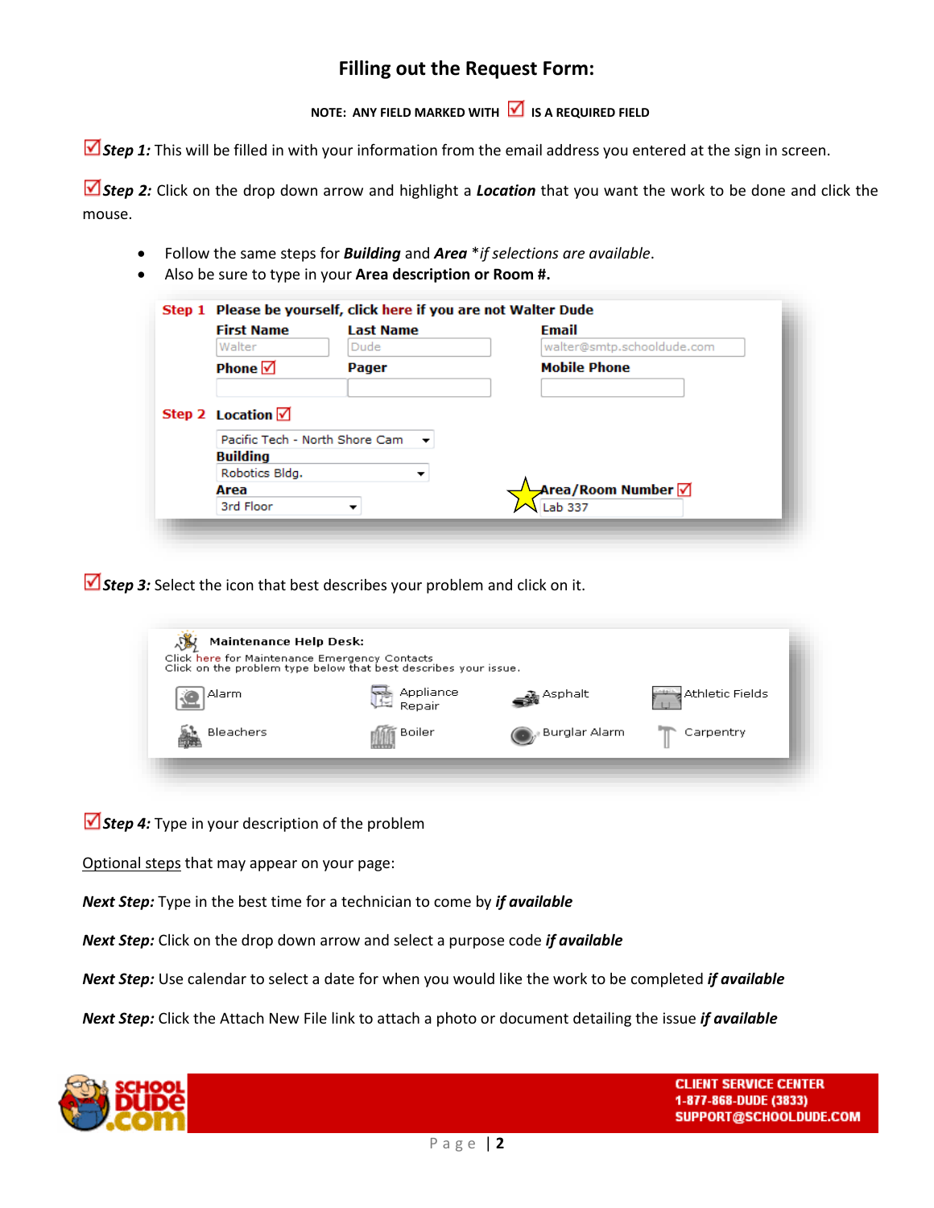## Filling out the Request Form:

**NOTE: ANY FIELD MARKED WITH ☑ IS A REQUIRED FIELD**

☑ ***Step 1:*** This will be filled in with your information from the email address you entered at the sign in screen.

☑ ***Step 2:*** Click on the drop down arrow and highlight a ***Location*** that you want the work to be done and click the mouse.

- Follow the same steps for ***Building*** and ***Area*** \**if selections are available*.
- Also be sure to type in your **Area description or Room #.**

**Step 1** **Please be yourself, click here if you are not Walter Dude**

| First Name | Last Name | Email |
|---|---|---|
| Walter | Dude | walter@smtp.schooldude.com |
| **Phone** ☑ | **Pager** | **Mobile Phone** |

**Step 2** **Location** ☑

Pacific Tech - North Shore Cam

**Building**

Robotics Bldg.

**Area**

3rd Floor

**Area/Room Number** ☑

Lab 337

☑ ***Step 3:*** Select the icon that best describes your problem and click on it.

**Maintenance Help Desk:**

Click here for Maintenance Emergency Contacts
Click on the problem type below that best describes your issue.

| | | | |
|---|---|---|---|
| Alarm | Appliance Repair | Asphalt | Athletic Fields |
| Bleachers | Boiler | Burglar Alarm | Carpentry |

☑ ***Step 4:*** Type in your description of the problem

<u>Optional steps</u> that may appear on your page:

***Next Step:*** Type in the best time for a technician to come by ***if available***

***Next Step:*** Click on the drop down arrow and select a purpose code ***if available***

***Next Step:*** Use calendar to select a date for when you would like the work to be completed ***if available***

***Next Step:*** Click the Attach New File link to attach a photo or document detailing the issue ***if available***

CLIENT SERVICE CENTER
1-877-868-DUDE (3833)
SUPPORT@SCHOOLDUDE.COM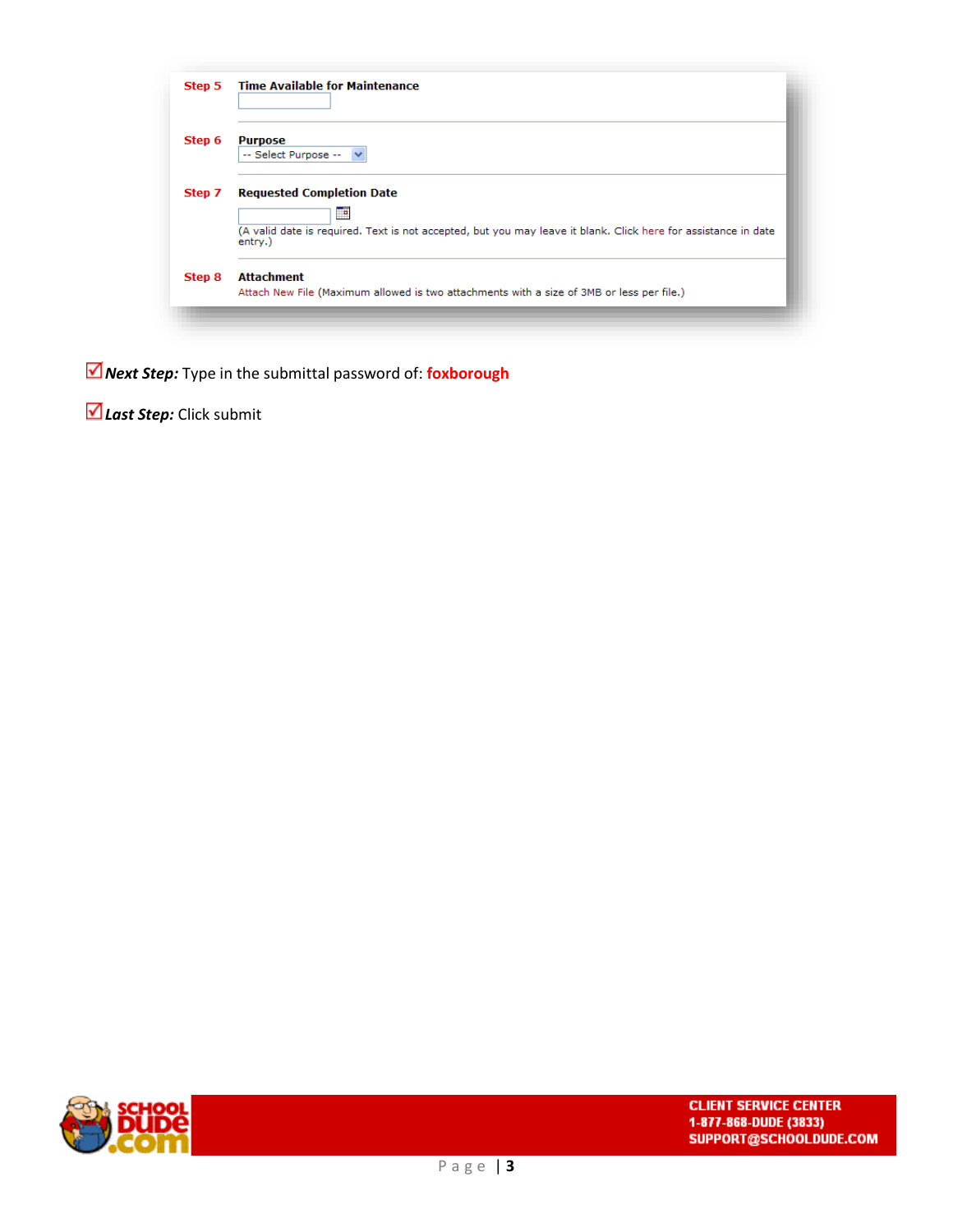**Step 5** **Time Available for Maintenance**

**Step 6** **Purpose**

-- Select Purpose --

**Step 7** **Requested Completion Date**

(A valid date is required. Text is not accepted, but you may leave it blank. Click here for assistance in date entry.)

**Step 8** **Attachment**

Attach New File (Maximum allowed is two attachments with a size of 3MB or less per file.)

☑ ***Next Step:*** Type in the submittal password of: **foxborough**

☑ ***Last Step:*** Click submit

CLIENT SERVICE CENTER
1-877-868-DUDE (3833)
SUPPORT@SCHOOLDUDE.COM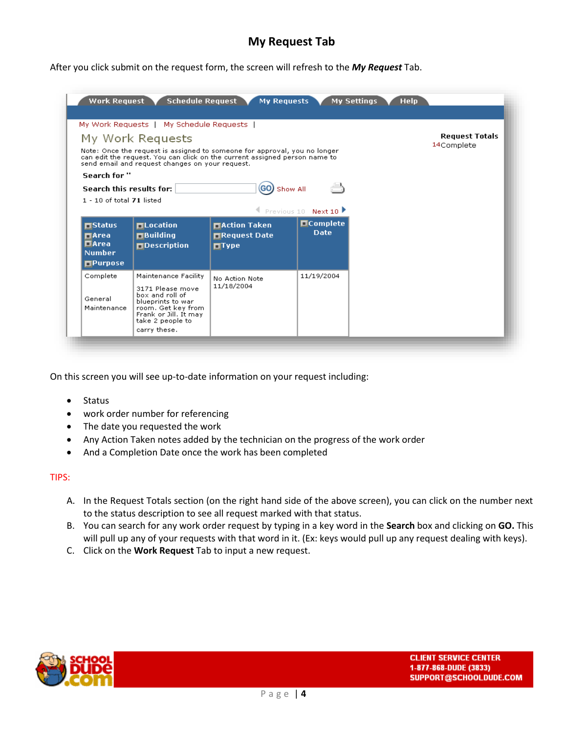# My Request Tab

After you click submit on the request form, the screen will refresh to the ***My Request*** Tab.

On this screen you will see up-to-date information on your request including:

- Status
- work order number for referencing
- The date you requested the work
- Any Action Taken notes added by the technician on the progress of the work order
- And a Completion Date once the work has been completed

TIPS:

A. In the Request Totals section (on the right hand side of the above screen), you can click on the number next to the status description to see all request marked with that status.

B. You can search for any work order request by typing in a key word in the **Search** box and clicking on **GO.** This will pull up any of your requests with that word in it. (Ex: keys would pull up any request dealing with keys).

C. Click on the **Work Request** Tab to input a new request.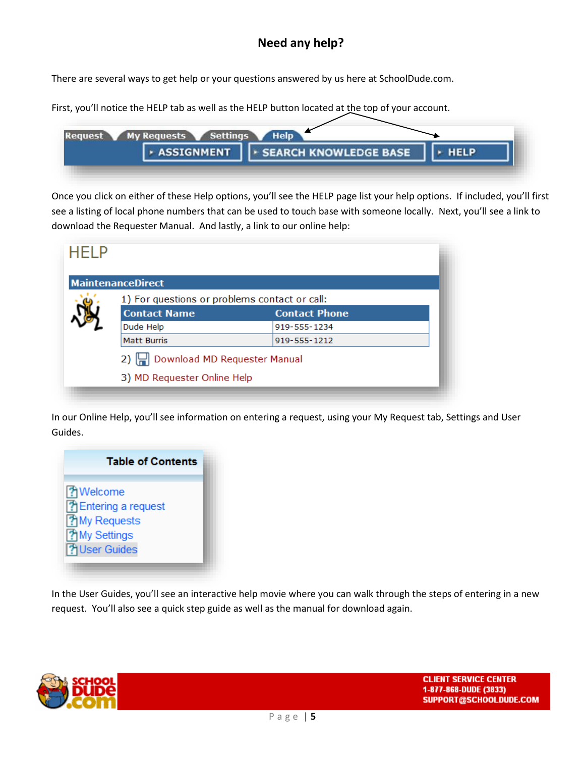## Need any help?

There are several ways to get help or your questions answered by us here at SchoolDude.com.

First, you'll notice the HELP tab as well as the HELP button located at the top of your account.

Request | My Requests | Settings | Help

ASSIGNMENT | SEARCH KNOWLEDGE BASE | HELP

Once you click on either of these Help options, you'll see the HELP page list your help options. If included, you'll first see a listing of local phone numbers that can be used to touch base with someone locally. Next, you'll see a link to download the Requester Manual. And lastly, a link to our online help:

HELP

**MaintenanceDirect**

1) For questions or problems contact or call:

| Contact Name | Contact Phone |
|---|---|
| Dude Help | 919-555-1234 |
| Matt Burris | 919-555-1212 |

2) Download MD Requester Manual

3) MD Requester Online Help

In our Online Help, you'll see information on entering a request, using your My Request tab, Settings and User Guides.

**Table of Contents**

- Welcome
- Entering a request
- My Requests
- My Settings
- User Guides

In the User Guides, you'll see an interactive help movie where you can walk through the steps of entering in a new request. You'll also see a quick step guide as well as the manual for download again.

CLIENT SERVICE CENTER
1-877-868-DUDE (3833)
SUPPORT@SCHOOLDUDE.COM